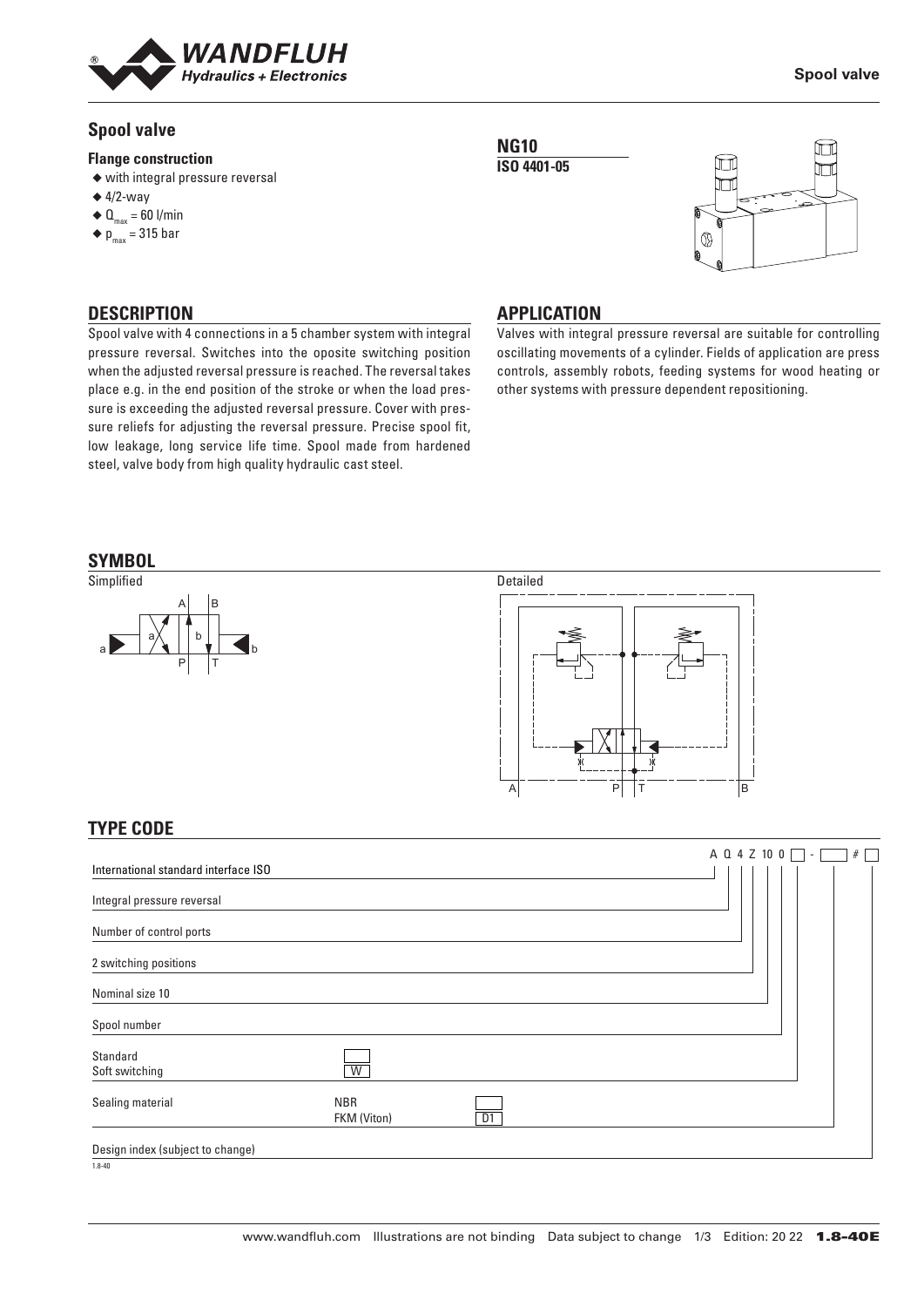# Spool valve

### Flange construction

- ◆ with integral pressure reversal
- ◆ 4/2-way
- ◆ $Q_{max}$ = 60 l/min
- ◆ $p_{max}$ = 315 bar

**NG10**
**ISO 4401-05**

## DESCRIPTION

Spool valve with 4 connections in a 5 chamber system with integral pressure reversal. Switches into the oposite switching position when the adjusted reversal pressure is reached. The reversal takes place e.g. in the end position of the stroke or when the load pressure is exceeding the adjusted reversal pressure. Cover with pressure reliefs for adjusting the reversal pressure. Precise spool fit, low leakage, long service life time. Spool made from hardened steel, valve body from high quality hydraulic cast steel.

## APPLICATION

Valves with integral pressure reversal are suitable for controlling oscillating movements of a cylinder. Fields of application are press controls, assembly robots, feeding systems for wood heating or other systems with pressure dependent repositioning.

## SYMBOL

Simplified

Detailed

## TYPE CODE

A Q 4 Z 10 0 ☐ - ☐ # ☐

| | | |
|---|---|---|
| International standard interface ISO | | A |
| Integral pressure reversal | | Q |
| Number of control ports | | 4 |
| 2 switching positions | | Z |
| Nominal size 10 | | 10 |
| Spool number | | 0 |
| Standard | ☐ | |
| Soft switching | W | |
| Sealing material | NBR | ☐ |
| | FKM (Viton) | D1 |
| Design index (subject to change) | | |

1.8-40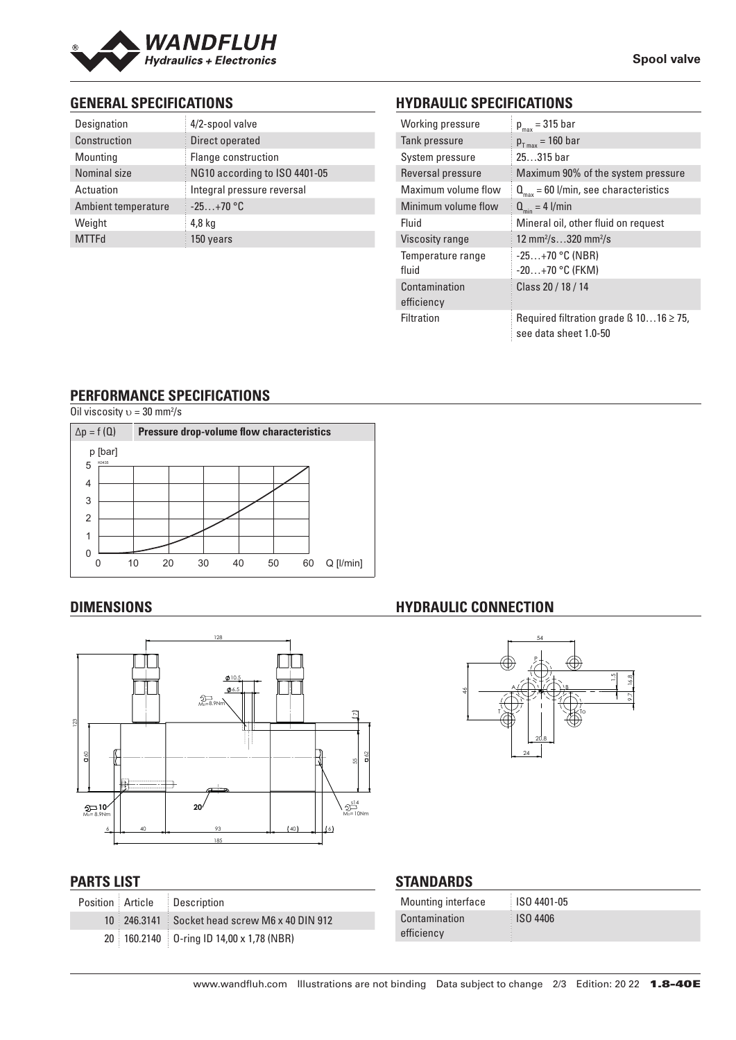Spool valve

## GENERAL SPECIFICATIONS

| | |
|---|---|
| Designation | 4/2-spool valve |
| Construction | Direct operated |
| Mounting | Flange construction |
| Nominal size | NG10 according to ISO 4401-05 |
| Actuation | Integral pressure reversal |
| Ambient temperature | -25…+70 °C |
| Weight | 4,8 kg |
| MTTFd | 150 years |

## HYDRAULIC SPECIFICATIONS

| | |
|---|---|
| Working pressure | $p_{max}$ = 315 bar |
| Tank pressure | $p_{T\,max}$ = 160 bar |
| System pressure | 25…315 bar |
| Reversal pressure | Maximum 90% of the system pressure |
| Maximum volume flow | $Q_{max}$ = 60 l/min, see characteristics |
| Minimum volume flow | $Q_{min}$ = 4 l/min |
| Fluid | Mineral oil, other fluid on request |
| Viscosity range | 12 mm²/s…320 mm²/s |
| Temperature range fluid | -25…+70 °C (NBR)<br>-20…+70 °C (FKM) |
| Contamination efficiency | Class 20 / 18 / 14 |
| Filtration | Required filtration grade ß 10…16 ≥ 75, see data sheet 1.0-50 |

## PERFORMANCE SPECIFICATIONS

Oil viscosity $\upsilon$ = 30 mm²/s

$\Delta p = f(Q)$ Pressure drop-volume flow characteristics

## DIMENSIONS

## HYDRAULIC CONNECTION

## PARTS LIST

| Position | Article | Description |
|---|---|---|
| 10 | 246.3141 | Socket head screw M6 x 40 DIN 912 |
| 20 | 160.2140 | O-ring ID 14,00 x 1,78 (NBR) |

## STANDARDS

| | |
|---|---|
| Mounting interface | ISO 4401-05 |
| Contamination efficiency | ISO 4406 |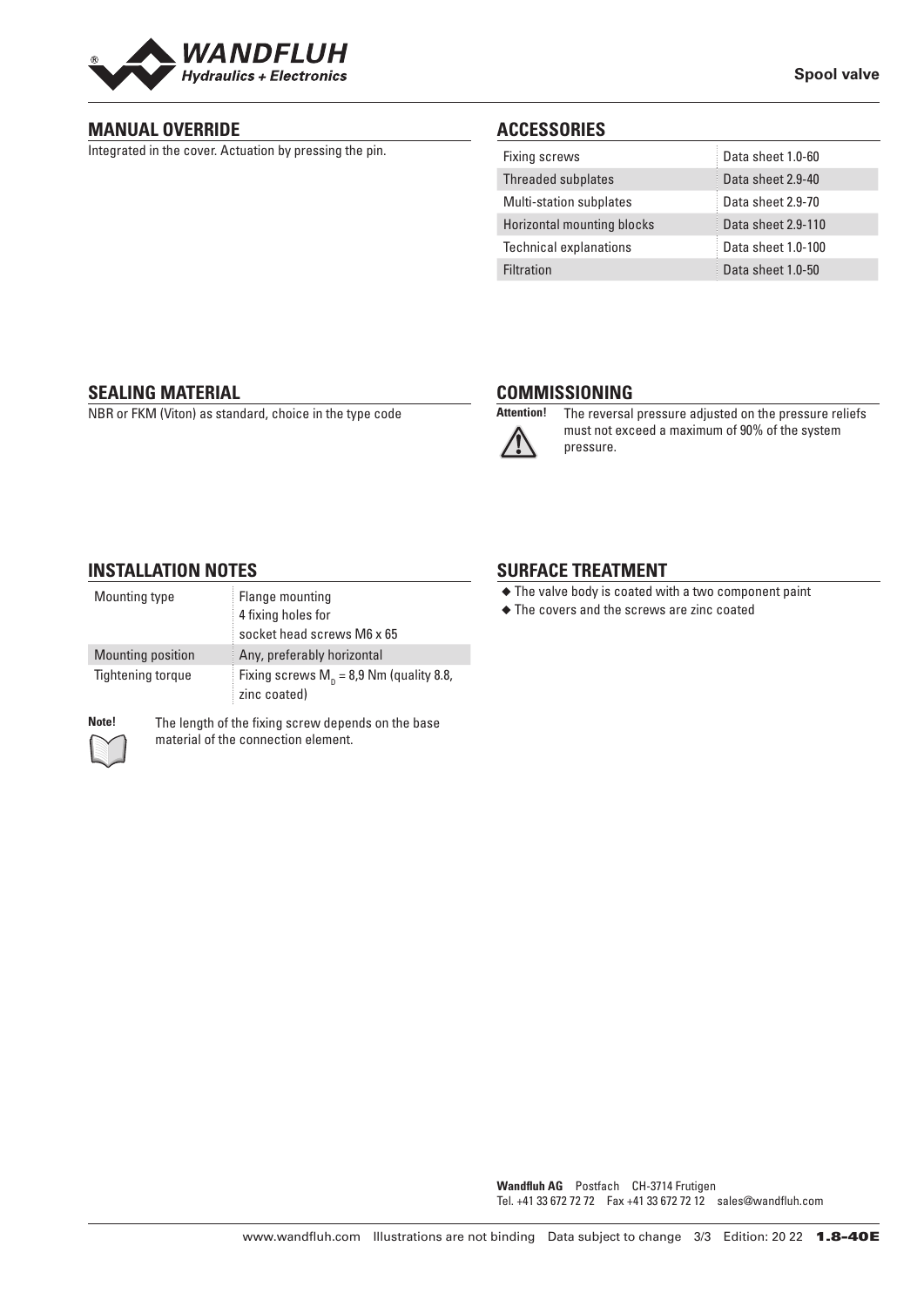## MANUAL OVERRIDE

Integrated in the cover. Actuation by pressing the pin.

## ACCESSORIES

| | |
|---|---|
| Fixing screws | Data sheet 1.0-60 |
| Threaded subplates | Data sheet 2.9-40 |
| Multi-station subplates | Data sheet 2.9-70 |
| Horizontal mounting blocks | Data sheet 2.9-110 |
| Technical explanations | Data sheet 1.0-100 |
| Filtration | Data sheet 1.0-50 |

## SEALING MATERIAL

NBR or FKM (Viton) as standard, choice in the type code

## COMMISSIONING

**Attention!** The reversal pressure adjusted on the pressure reliefs must not exceed a maximum of 90% of the system pressure.

## INSTALLATION NOTES

| | |
|---|---|
| Mounting type | Flange mounting 4 fixing holes for socket head screws M6 x 65 |
| Mounting position | Any, preferably horizontal |
| Tightening torque | Fixing screws $M_D$ = 8,9 Nm (quality 8.8, zinc coated) |

**Note!** The length of the fixing screw depends on the base material of the connection element.

## SURFACE TREATMENT

- The valve body is coated with a two component paint
- The covers and the screws are zinc coated

**Wandfluh AG** Postfach CH-3714 Frutigen
Tel. +41 33 672 72 72 Fax +41 33 672 72 12 sales@wandfluh.com